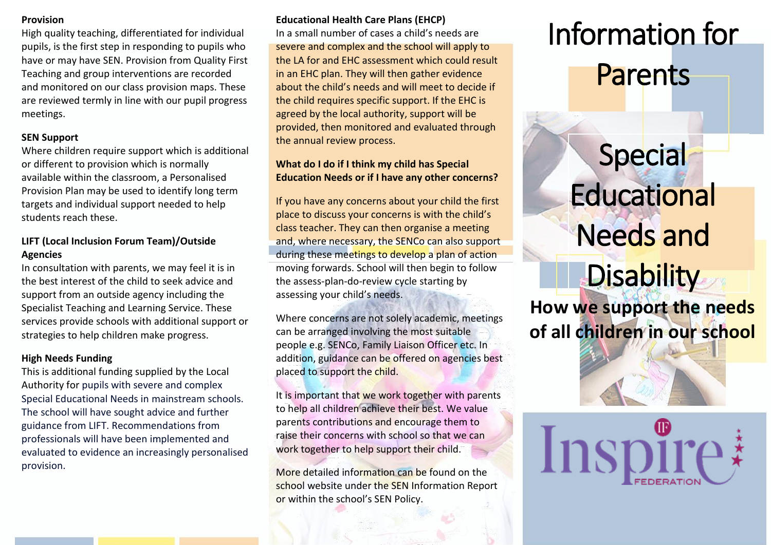### Provision

High quality teaching, differentiated for individual pupils, is the first step in responding to pupils who have or may have SEN. Provision from Quality First Teaching and group interventions are recorded and monitored on our class provision maps. These are reviewed termly in line with our pupil progress meetings.

### SEN Support

Where children require support which is additional or different to provision which is normally available within the classroom, a Personalised Provision Plan may be used to identify long term targets and individual support needed to help students reach these.

### LIFT (Local Inclusion Forum Team)/Outside Agencies

In consultation with parents, we may feel it is in the best interest of the child to seek advice and support from an outside agency including the Specialist Teaching and Learning Service. These services provide schools with additional support or strategies to help children make progress.

### High Needs Funding

This is additional funding supplied by the Local Authority for pupils with severe and complex Special Educational Needs in mainstream schools. The school will have sought advice and further guidance from LIFT. Recommendations from professionals will have been implemented and evaluated to evidence an increasingly personalised provision.

### Educational Health Care Plans (EHCP)

In a small number of cases a child's needs are severe and complex and the school will apply to the LA for and EHC assessment which could result in an EHC plan. They will then gather evidence about the child's needs and will meet to decide if the child requires specific support. If the EHC is agreed by the local authority, support will be provided, then monitored and evaluated through the annual review process.

### What do I do if I think my child has Special Education Needs or if I have any other concerns?

If you have any concerns about your child the first place to discuss your concerns is with the child's class teacher. They can then organise a meeting and, where necessary, the SENCo can also support during these meetings to develop a plan of action moving forwards. School will then begin to follow the assess-plan-do-review cycle starting by assessing your child's needs.

Where concerns are not solely academic, meetings can be arranged involving the most suitable people e.g. SENCo, Family Liaison Officer etc. In addition, guidance can be offered on agencies best placed to support the child.

It is important that we work together with parents to help all children achieve their best. We value parents contributions and encourage them to raise their concerns with school so that we can work together to help support their child.

More detailed information can be found on the school website under the SEN Information Report or within the school's SEN Policy.

# Information for Parents

# Special Educational Needs and Disability

**How we support the needs of all children in our school**

Inspire FEDERATION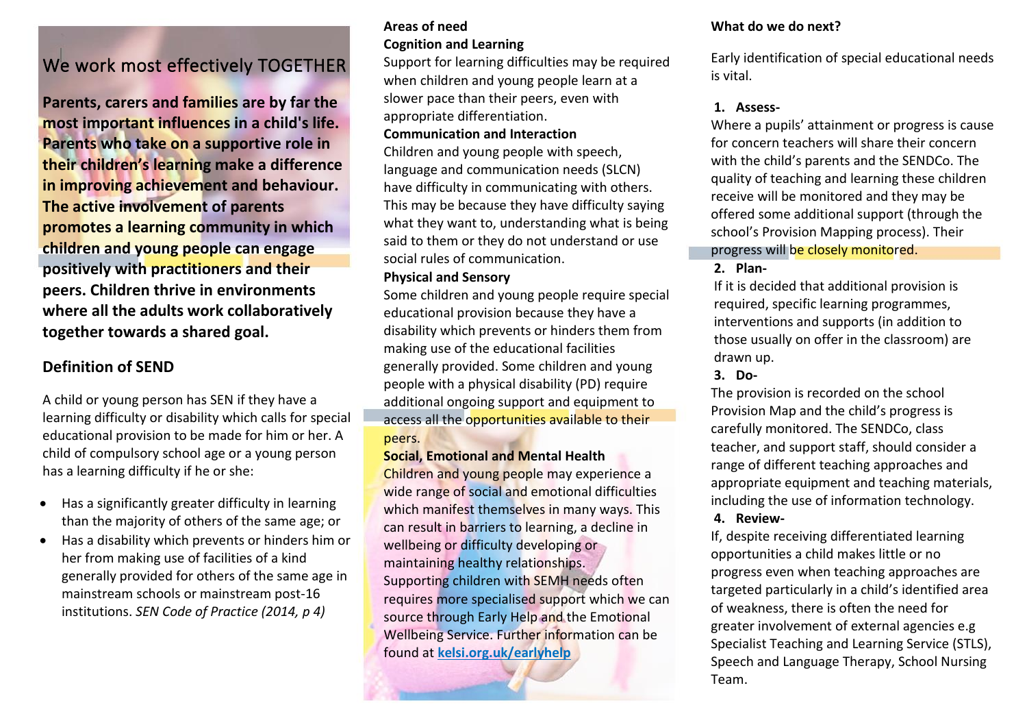## We work most effectively TOGETHER

**Parents, carers and families are by far the most important influences in a child's life. Parents who take on a supportive role in their children's learning make a difference in improving achievement and behaviour. The active involvement of parents promotes a learning community in which children and young people can engage positively with practitioners and their peers. Children thrive in environments where all the adults work collaboratively together towards a shared goal.**

### Definition of SEND

A child or young person has SEN if they have a learning difficulty or disability which calls for special educational provision to be made for him or her. A child of compulsory school age or a young person has a learning difficulty if he or she:

- Has a significantly greater difficulty in learning than the majority of others of the same age; or
- Has a disability which prevents or hinders him or her from making use of facilities of a kind generally provided for others of the same age in mainstream schools or mainstream post-16 institutions. *SEN Code of Practice (2014, p 4)*

### Areas of need

**Cognition and Learning**

Support for learning difficulties may be required when children and young people learn at a slower pace than their peers, even with appropriate differentiation.

**Communication and Interaction**

Children and young people with speech, language and communication needs (SLCN) have difficulty in communicating with others. This may be because they have difficulty saying what they want to, understanding what is being said to them or they do not understand or use social rules of communication.

**Physical and Sensory**

Some children and young people require special educational provision because they have a disability which prevents or hinders them from making use of the educational facilities generally provided. Some children and young people with a physical disability (PD) require additional ongoing support and equipment to access all the opportunities available to their peers.

**Social, Emotional and Mental Health**

Children and young people may experience a wide range of social and emotional difficulties which manifest themselves in many ways. This can result in barriers to learning, a decline in wellbeing or difficulty developing or maintaining healthy relationships.

Supporting children with SEMH needs often requires more specialised support which we can source through Early Help and the Emotional Wellbeing Service. Further information can be found at **kelsi.org.uk/earlyhelp**

### What do we do next?

Early identification of special educational needs is vital.

1. **Assess-**

Where a pupils' attainment or progress is cause for concern teachers will share their concern with the child's parents and the SENDCo. The quality of teaching and learning these children receive will be monitored and they may be offered some additional support (through the school's Provision Mapping process). Their progress will be closely monitored.

2. **Plan-**

If it is decided that additional provision is required, specific learning programmes, interventions and supports (in addition to those usually on offer in the classroom) are drawn up.

3. **Do-**

The provision is recorded on the school Provision Map and the child's progress is carefully monitored. The SENDCo, class teacher, and support staff, should consider a range of different teaching approaches and appropriate equipment and teaching materials, including the use of information technology.

4. **Review-**

If, despite receiving differentiated learning opportunities a child makes little or no progress even when teaching approaches are targeted particularly in a child's identified area of weakness, there is often the need for greater involvement of external agencies e.g Specialist Teaching and Learning Service (STLS), Speech and Language Therapy, School Nursing Team.